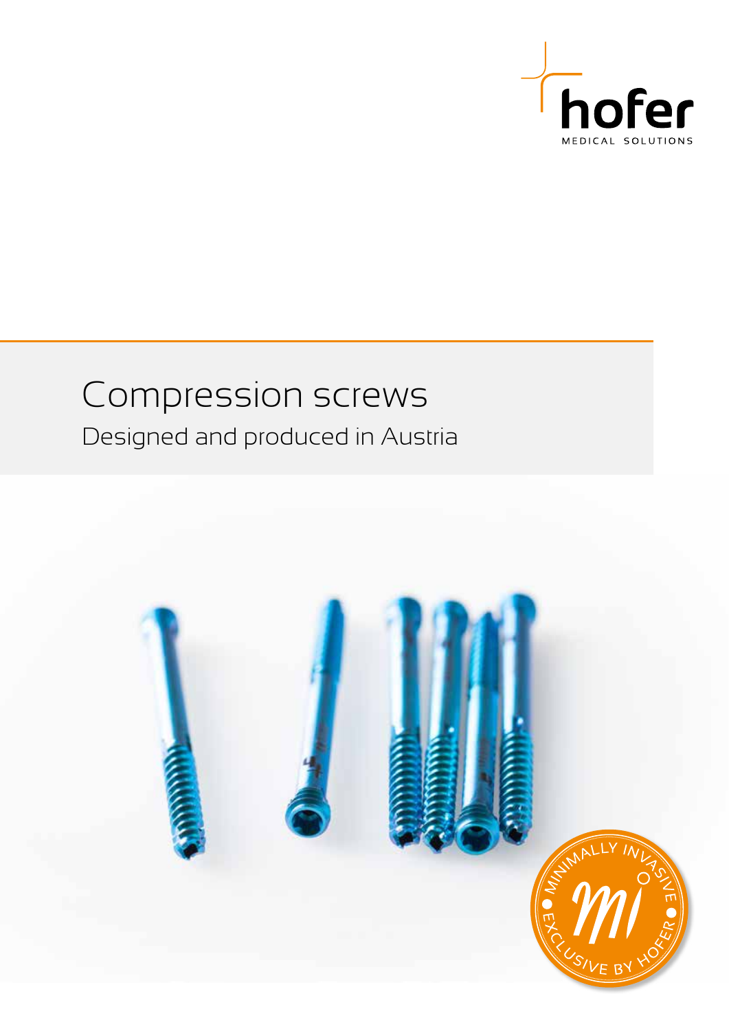hofer

MEDICAL SOLUTIONS

# Compression screws

## Designed and produced in Austria

MINIMALLY INVASIVE • EXCLUSIVE BY HOFER •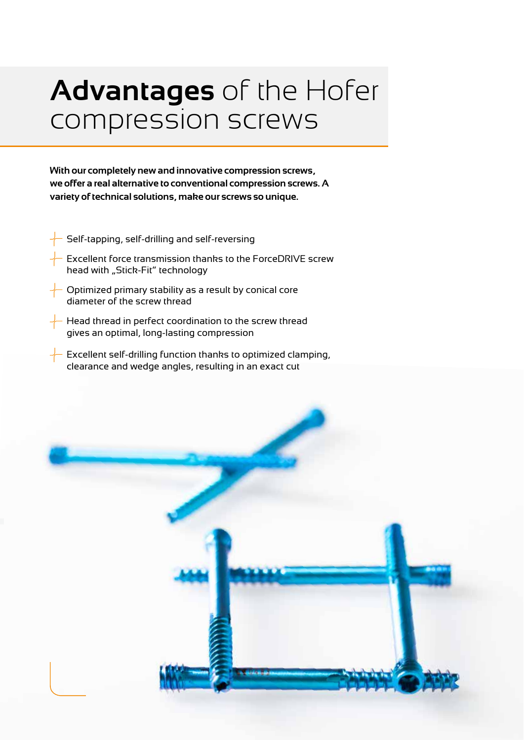# **Advantages** of the Hofer compression screws

**With our completely new and innovative compression screws, we offer a real alternative to conventional compression screws. A variety of technical solutions, make our screws so unique.**

- Self-tapping, self-drilling and self-reversing
- Excellent force transmission thanks to the ForceDRIVE screw head with „Stick-Fit" technology
- Optimized primary stability as a result by conical core diameter of the screw thread
- Head thread in perfect coordination to the screw thread gives an optimal, long-lasting compression
- Excellent self-drilling function thanks to optimized clamping, clearance and wedge angles, resulting in an exact cut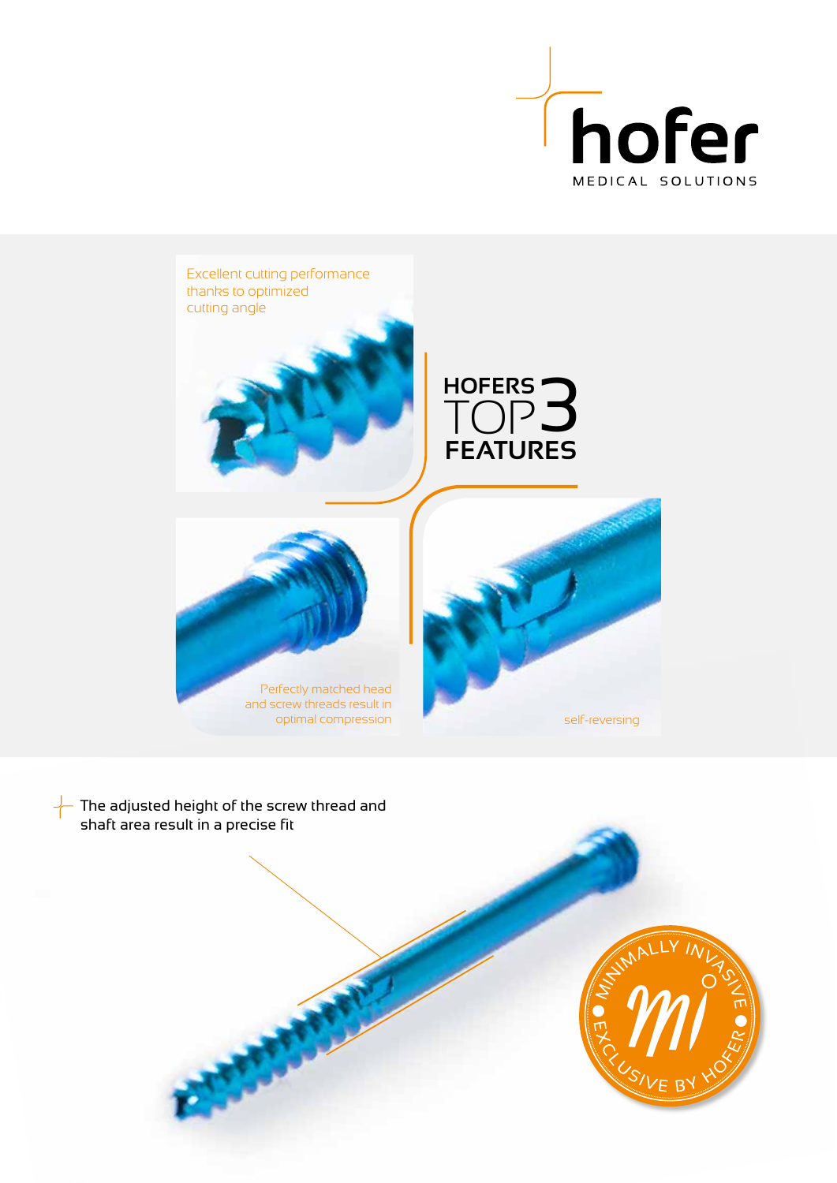hofer

MEDICAL SOLUTIONS

Excellent cutting performance thanks to optimized cutting angle

## HOFERS TOP 3 FEATURES

Perfectly matched head and screw threads result in optimal compression

self-reversing

The adjusted height of the screw thread and shaft area result in a precise fit

MINIMALLY INVASIVE • EXCLUSIVE BY HOFER • mi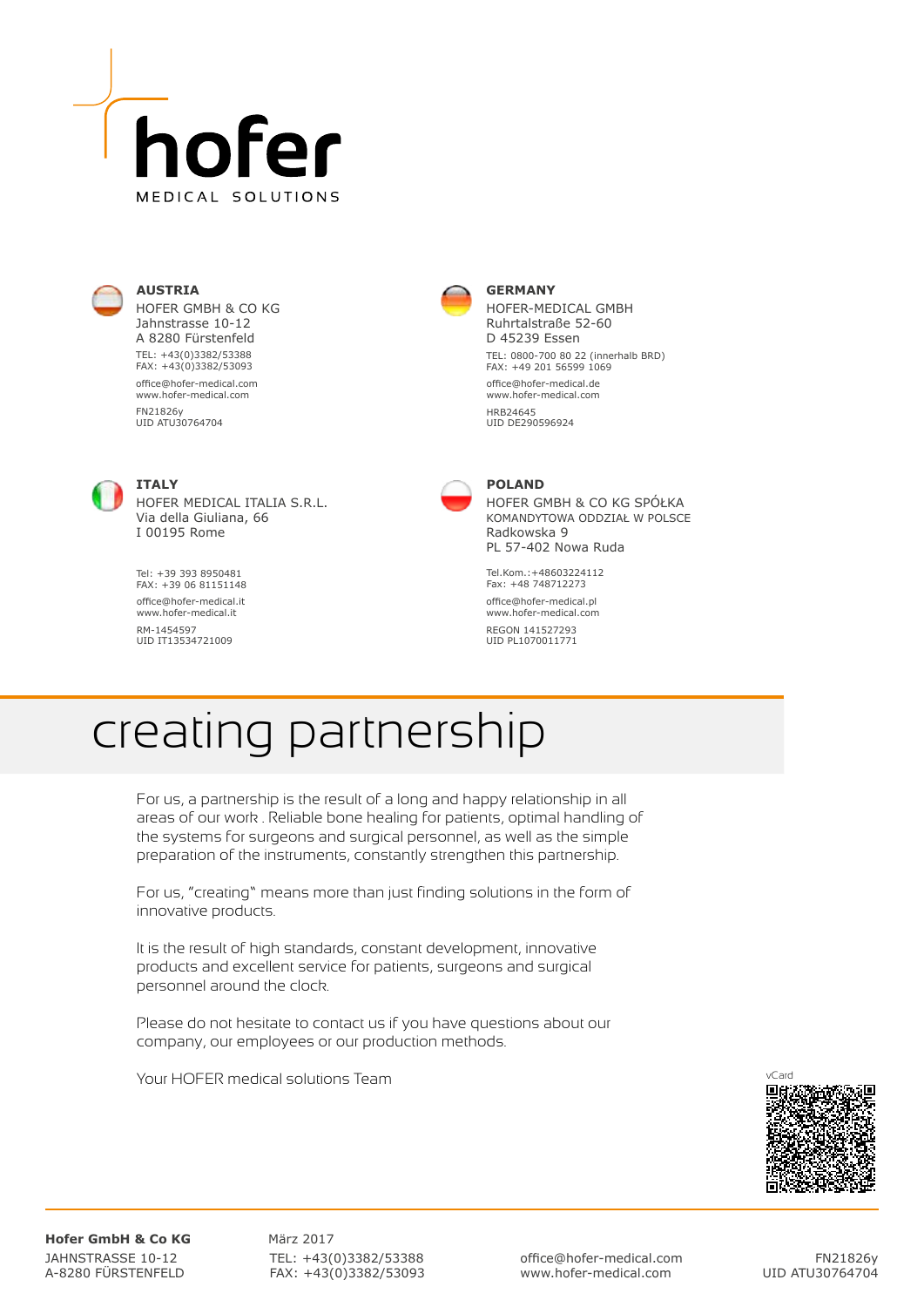hofer

MEDICAL SOLUTIONS

**AUSTRIA**

HOFER GMBH & CO KG
Jahnstrasse 10-12
A 8280 Fürstenfeld

TEL: +43(0)3382/53388
FAX: +43(0)3382/53093

office@hofer-medical.com
www.hofer-medical.com

FN21826y
UID ATU30764704

**GERMANY**

HOFER-MEDICAL GMBH
Ruhrtalstraße 52-60
D 45239 Essen

TEL: 0800-700 80 22 (innerhalb BRD)
FAX: +49 201 56599 1069

office@hofer-medical.de
www.hofer-medical.com

HRB24645
UID DE290596924

**ITALY**

HOFER MEDICAL ITALIA S.R.L.
Via della Giuliana, 66
I 00195 Rome

Tel: +39 393 8950481
FAX: +39 06 81151148

office@hofer-medical.it
www.hofer-medical.it

RM-1454597
UID IT13534721009

**POLAND**

HOFER GMBH & CO KG SPÓŁKA
KOMANDYTOWA ODDZIAŁ W POLSCE
Radkowska 9
PL 57-402 Nowa Ruda

Tel.Kom.:+48603224112
Fax: +48 748712273

office@hofer-medical.pl
www.hofer-medical.com

REGON 141527293
UID PL1070011771

# creating partnership

For us, a partnership is the result of a long and happy relationship in all areas of our work . Reliable bone healing for patients, optimal handling of the systems for surgeons and surgical personnel, as well as the simple preparation of the instruments, constantly strengthen this partnership.

For us, "creating" means more than just finding solutions in the form of innovative products.

It is the result of high standards, constant development, innovative products and excellent service for patients, surgeons and surgical personnel around the clock.

Please do not hesitate to contact us if you have questions about our company, our employees or our production methods.

Your HOFER medical solutions Team

vCard

**Hofer GmbH & Co KG**
JAHNSTRASSE 10-12
A-8280 FÜRSTENFELD

März 2017
TEL: +43(0)3382/53388
FAX: +43(0)3382/53093

office@hofer-medical.com
www.hofer-medical.com

FN21826y
UID ATU30764704